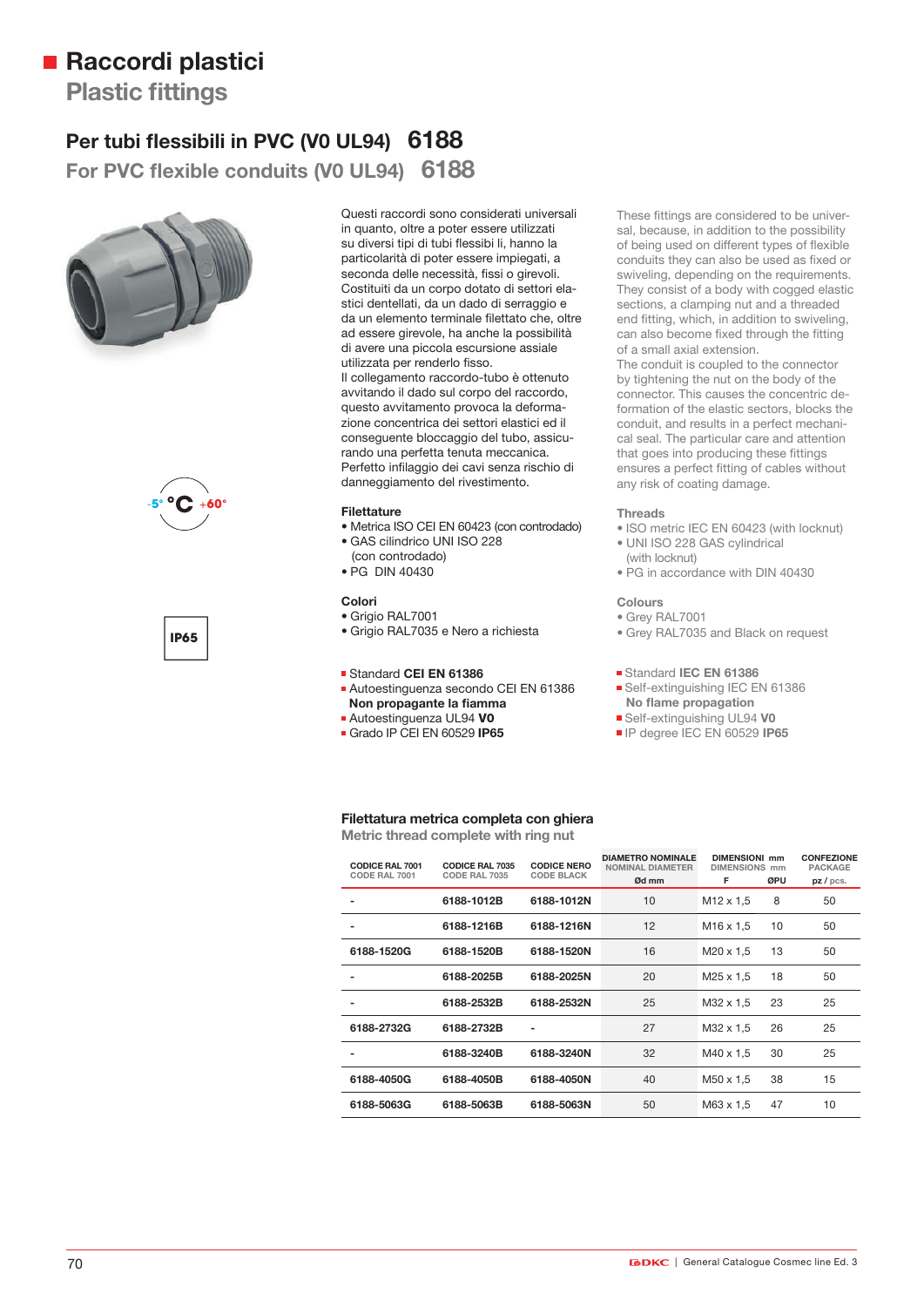# Raccordi plastici
## Plastic fittings

### Per tubi flessibili in PVC (V0 UL94) 6188
### For PVC flexible conduits (V0 UL94) 6188

-5° °C +60°

IP65

Questi raccordi sono considerati universali in quanto, oltre a poter essere utilizzati su diversi tipi di tubi flessibi li, hanno la particolarità di poter essere impiegati, a seconda delle necessità, fissi o girevoli. Costituiti da un corpo dotato di settori elastici dentellati, da un dado di serraggio e da un elemento terminale filettato che, oltre ad essere girevole, ha anche la possibilità di avere una piccola escursione assiale utilizzata per renderlo fisso.
Il collegamento raccordo-tubo è ottenuto avvitando il dado sul corpo del raccordo, questo avvitamento provoca la deformazione concentrica dei settori elastici ed il conseguente bloccaggio del tubo, assicurando una perfetta tenuta meccanica. Perfetto infilaggio dei cavi senza rischio di danneggiamento del rivestimento.

**Filettature**
- Metrica ISO CEI EN 60423 (con controdado)
- GAS cilindrico UNI ISO 228 (con controdado)
- PG DIN 40430

**Colori**
- Grigio RAL7001
- Grigio RAL7035 e Nero a richiesta

- Standard **CEI EN 61386**
- Autoestinguenza secondo CEI EN 61386 **Non propagante la fiamma**
- Autoestinguenza UL94 **V0**
- Grado IP CEI EN 60529 **IP65**

These fittings are considered to be universal, because, in addition to the possibility of being used on different types of flexible conduits they can also be used as fixed or swiveling, depending on the requirements. They consist of a body with cogged elastic sections, a clamping nut and a threaded end fitting, which, in addition to swiveling, can also become fixed through the fitting of a small axial extension.
The conduit is coupled to the connector by tightening the nut on the body of the connector. This causes the concentric deformation of the elastic sectors, blocks the conduit, and results in a perfect mechanical seal. The particular care and attention that goes into producing these fittings ensures a perfect fitting of cables without any risk of coating damage.

**Threads**
- ISO metric IEC EN 60423 (with locknut)
- UNI ISO 228 GAS cylindrical (with locknut)
- PG in accordance with DIN 40430

**Colours**
- Grey RAL7001
- Grey RAL7035 and Black on request

- Standard **IEC EN 61386**
- Self-extinguishing IEC EN 61386 **No flame propagation**
- Self-extinguishing UL94 **V0**
- IP degree IEC EN 60529 **IP65**

**Filettatura metrica completa con ghiera**
Metric thread complete with ring nut

| CODICE RAL 7001 / CODE RAL 7001 | CODICE RAL 7035 / CODE RAL 7035 | CODICE NERO / CODE BLACK | DIAMETRO NOMINALE / NOMINAL DIAMETER Ød mm | DIMENSIONI mm / DIMENSIONS mm F | ØPU | CONFEZIONE / PACKAGE pz / pcs. |
|---|---|---|---|---|---|---|
| - | 6188-1012B | 6188-1012N | 10 | M12 x 1,5 | 8 | 50 |
| - | 6188-1216B | 6188-1216N | 12 | M16 x 1,5 | 10 | 50 |
| 6188-1520G | 6188-1520B | 6188-1520N | 16 | M20 x 1,5 | 13 | 50 |
| - | 6188-2025B | 6188-2025N | 20 | M25 x 1,5 | 18 | 50 |
| - | 6188-2532B | 6188-2532N | 25 | M32 x 1,5 | 23 | 25 |
| 6188-2732G | 6188-2732B | - | 27 | M32 x 1,5 | 26 | 25 |
| - | 6188-3240B | 6188-3240N | 32 | M40 x 1,5 | 30 | 25 |
| 6188-4050G | 6188-4050B | 6188-4050N | 40 | M50 x 1,5 | 38 | 15 |
| 6188-5063G | 6188-5063B | 6188-5063N | 50 | M63 x 1,5 | 47 | 10 |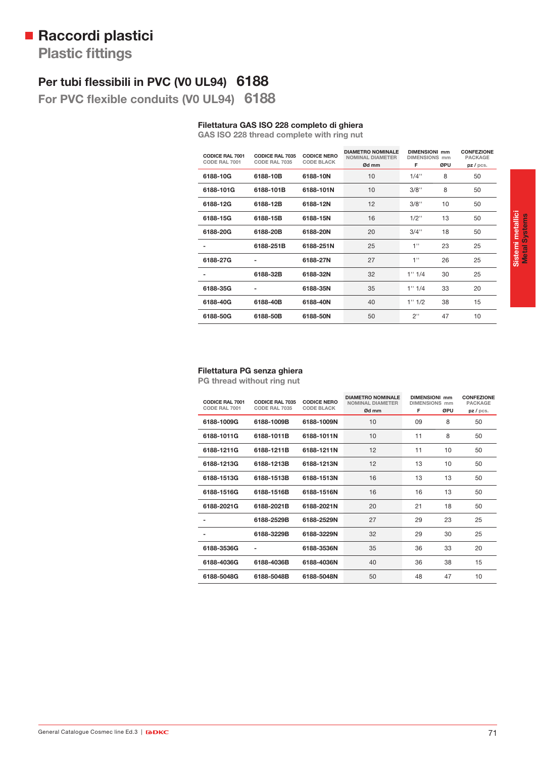# Raccordi plastici

## Plastic fittings

### Per tubi flessibili in PVC (V0 UL94) 6188

### For PVC flexible conduits (V0 UL94) 6188

**Filettatura GAS ISO 228 completo di ghiera**

GAS ISO 228 thread complete with ring nut

| CODICE RAL 7001 CODE RAL 7001 | CODICE RAL 7035 CODE RAL 7035 | CODICE NERO CODE BLACK | DIAMETRO NOMINALE NOMINAL DIAMETER Ød mm | DIMENSIONI mm DIMENSIONS mm F | ØPU | CONFEZIONE PACKAGE pz / pcs. |
|---|---|---|---|---|---|---|
| 6188-10G | 6188-10B | 6188-10N | 10 | 1/4'' | 8 | 50 |
| 6188-101G | 6188-101B | 6188-101N | 10 | 3/8'' | 8 | 50 |
| 6188-12G | 6188-12B | 6188-12N | 12 | 3/8'' | 10 | 50 |
| 6188-15G | 6188-15B | 6188-15N | 16 | 1/2'' | 13 | 50 |
| 6188-20G | 6188-20B | 6188-20N | 20 | 3/4'' | 18 | 50 |
| - | 6188-251B | 6188-251N | 25 | 1'' | 23 | 25 |
| 6188-27G | - | 6188-27N | 27 | 1'' | 26 | 25 |
| - | 6188-32B | 6188-32N | 32 | 1'' 1/4 | 30 | 25 |
| 6188-35G | - | 6188-35N | 35 | 1'' 1/4 | 33 | 20 |
| 6188-40G | 6188-40B | 6188-40N | 40 | 1'' 1/2 | 38 | 15 |
| 6188-50G | 6188-50B | 6188-50N | 50 | 2'' | 47 | 10 |

**Filettatura PG senza ghiera**

PG thread without ring nut

| CODICE RAL 7001 CODE RAL 7001 | CODICE RAL 7035 CODE RAL 7035 | CODICE NERO CODE BLACK | DIAMETRO NOMINALE NOMINAL DIAMETER Ød mm | DIMENSIONI mm DIMENSIONS mm F | ØPU | CONFEZIONE PACKAGE pz / pcs. |
|---|---|---|---|---|---|---|
| 6188-1009G | 6188-1009B | 6188-1009N | 10 | 09 | 8 | 50 |
| 6188-1011G | 6188-1011B | 6188-1011N | 10 | 11 | 8 | 50 |
| 6188-1211G | 6188-1211B | 6188-1211N | 12 | 11 | 10 | 50 |
| 6188-1213G | 6188-1213B | 6188-1213N | 12 | 13 | 10 | 50 |
| 6188-1513G | 6188-1513B | 6188-1513N | 16 | 13 | 13 | 50 |
| 6188-1516G | 6188-1516B | 6188-1516N | 16 | 16 | 13 | 50 |
| 6188-2021G | 6188-2021B | 6188-2021N | 20 | 21 | 18 | 50 |
| - | 6188-2529B | 6188-2529N | 27 | 29 | 23 | 25 |
| - | 6188-3229B | 6188-3229N | 32 | 29 | 30 | 25 |
| 6188-3536G | - | 6188-3536N | 35 | 36 | 33 | 20 |
| 6188-4036G | 6188-4036B | 6188-4036N | 40 | 36 | 38 | 15 |
| 6188-5048G | 6188-5048B | 6188-5048N | 50 | 48 | 47 | 10 |